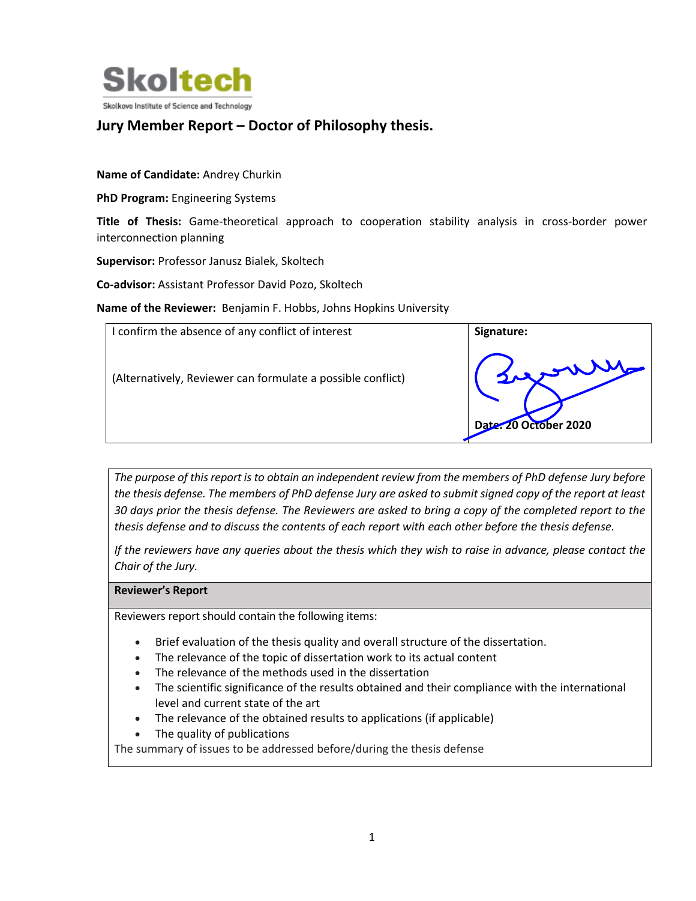Skoltech

Skolkovo Institute of Science and Technology

## Jury Member Report – Doctor of Philosophy thesis.

**Name of Candidate:** Andrey Churkin

**PhD Program:** Engineering Systems

**Title of Thesis:** Game-theoretical approach to cooperation stability analysis in cross-border power interconnection planning

**Supervisor:** Professor Janusz Bialek, Skoltech

**Co-advisor:** Assistant Professor David Pozo, Skoltech

**Name of the Reviewer:** Benjamin F. Hobbs, Johns Hopkins University

| I confirm the absence of any conflict of interest<br><br>(Alternatively, Reviewer can formulate a possible conflict) | **Signature:**<br><br>**Date: 20 October 2020** |
|---|---|

*The purpose of this report is to obtain an independent review from the members of PhD defense Jury before the thesis defense. The members of PhD defense Jury are asked to submit signed copy of the report at least 30 days prior the thesis defense. The Reviewers are asked to bring a copy of the completed report to the thesis defense and to discuss the contents of each report with each other before the thesis defense.*

*If the reviewers have any queries about the thesis which they wish to raise in advance, please contact the Chair of the Jury.*

**Reviewer's Report**

Reviewers report should contain the following items:

- Brief evaluation of the thesis quality and overall structure of the dissertation.
- The relevance of the topic of dissertation work to its actual content
- The relevance of the methods used in the dissertation
- The scientific significance of the results obtained and their compliance with the international level and current state of the art
- The relevance of the obtained results to applications (if applicable)
- The quality of publications

The summary of issues to be addressed before/during the thesis defense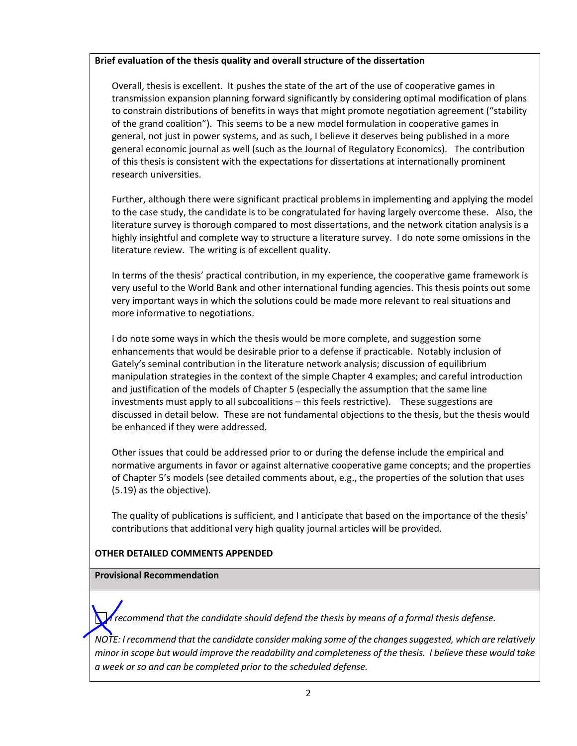**Brief evaluation of the thesis quality and overall structure of the dissertation**

Overall, thesis is excellent. It pushes the state of the art of the use of cooperative games in transmission expansion planning forward significantly by considering optimal modification of plans to constrain distributions of benefits in ways that might promote negotiation agreement ("stability of the grand coalition"). This seems to be a new model formulation in cooperative games in general, not just in power systems, and as such, I believe it deserves being published in a more general economic journal as well (such as the Journal of Regulatory Economics). The contribution of this thesis is consistent with the expectations for dissertations at internationally prominent research universities.

Further, although there were significant practical problems in implementing and applying the model to the case study, the candidate is to be congratulated for having largely overcome these. Also, the literature survey is thorough compared to most dissertations, and the network citation analysis is a highly insightful and complete way to structure a literature survey. I do note some omissions in the literature review. The writing is of excellent quality.

In terms of the thesis' practical contribution, in my experience, the cooperative game framework is very useful to the World Bank and other international funding agencies. This thesis points out some very important ways in which the solutions could be made more relevant to real situations and more informative to negotiations.

I do note some ways in which the thesis would be more complete, and suggestion some enhancements that would be desirable prior to a defense if practicable. Notably inclusion of Gately's seminal contribution in the literature network analysis; discussion of equilibrium manipulation strategies in the context of the simple Chapter 4 examples; and careful introduction and justification of the models of Chapter 5 (especially the assumption that the same line investments must apply to all subcoalitions – this feels restrictive). These suggestions are discussed in detail below. These are not fundamental objections to the thesis, but the thesis would be enhanced if they were addressed.

Other issues that could be addressed prior to or during the defense include the empirical and normative arguments in favor or against alternative cooperative game concepts; and the properties of Chapter 5's models (see detailed comments about, e.g., the properties of the solution that uses (5.19) as the objective).

The quality of publications is sufficient, and I anticipate that based on the importance of the thesis' contributions that additional very high quality journal articles will be provided.

**OTHER DETAILED COMMENTS APPENDED**

**Provisional Recommendation**

☒ *I recommend that the candidate should defend the thesis by means of a formal thesis defense.*

*NOTE: I recommend that the candidate consider making some of the changes suggested, which are relatively minor in scope but would improve the readability and completeness of the thesis. I believe these would take a week or so and can be completed prior to the scheduled defense.*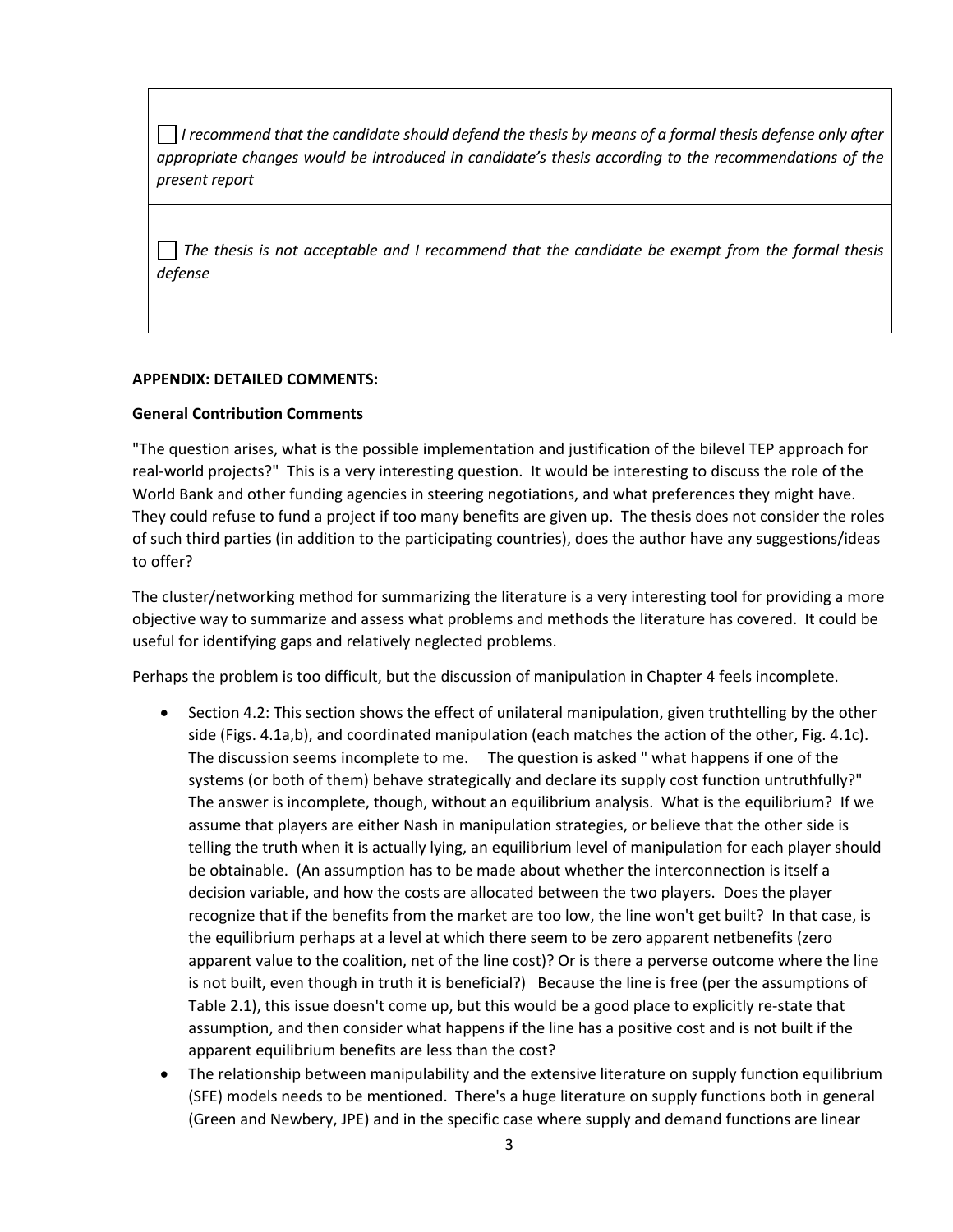☐ *I recommend that the candidate should defend the thesis by means of a formal thesis defense only after appropriate changes would be introduced in candidate's thesis according to the recommendations of the present report*

☐ *The thesis is not acceptable and I recommend that the candidate be exempt from the formal thesis defense*

**APPENDIX: DETAILED COMMENTS:**

**General Contribution Comments**

"The question arises, what is the possible implementation and justification of the bilevel TEP approach for real-world projects?" This is a very interesting question. It would be interesting to discuss the role of the World Bank and other funding agencies in steering negotiations, and what preferences they might have. They could refuse to fund a project if too many benefits are given up. The thesis does not consider the roles of such third parties (in addition to the participating countries), does the author have any suggestions/ideas to offer?

The cluster/networking method for summarizing the literature is a very interesting tool for providing a more objective way to summarize and assess what problems and methods the literature has covered. It could be useful for identifying gaps and relatively neglected problems.

Perhaps the problem is too difficult, but the discussion of manipulation in Chapter 4 feels incomplete.

- Section 4.2: This section shows the effect of unilateral manipulation, given truthtelling by the other side (Figs. 4.1a,b), and coordinated manipulation (each matches the action of the other, Fig. 4.1c). The discussion seems incomplete to me. The question is asked " what happens if one of the systems (or both of them) behave strategically and declare its supply cost function untruthfully?" The answer is incomplete, though, without an equilibrium analysis. What is the equilibrium? If we assume that players are either Nash in manipulation strategies, or believe that the other side is telling the truth when it is actually lying, an equilibrium level of manipulation for each player should be obtainable. (An assumption has to be made about whether the interconnection is itself a decision variable, and how the costs are allocated between the two players. Does the player recognize that if the benefits from the market are too low, the line won't get built? In that case, is the equilibrium perhaps at a level at which there seem to be zero apparent netbenefits (zero apparent value to the coalition, net of the line cost)? Or is there a perverse outcome where the line is not built, even though in truth it is beneficial?) Because the line is free (per the assumptions of Table 2.1), this issue doesn't come up, but this would be a good place to explicitly re-state that assumption, and then consider what happens if the line has a positive cost and is not built if the apparent equilibrium benefits are less than the cost?
- The relationship between manipulability and the extensive literature on supply function equilibrium (SFE) models needs to be mentioned. There's a huge literature on supply functions both in general (Green and Newbery, JPE) and in the specific case where supply and demand functions are linear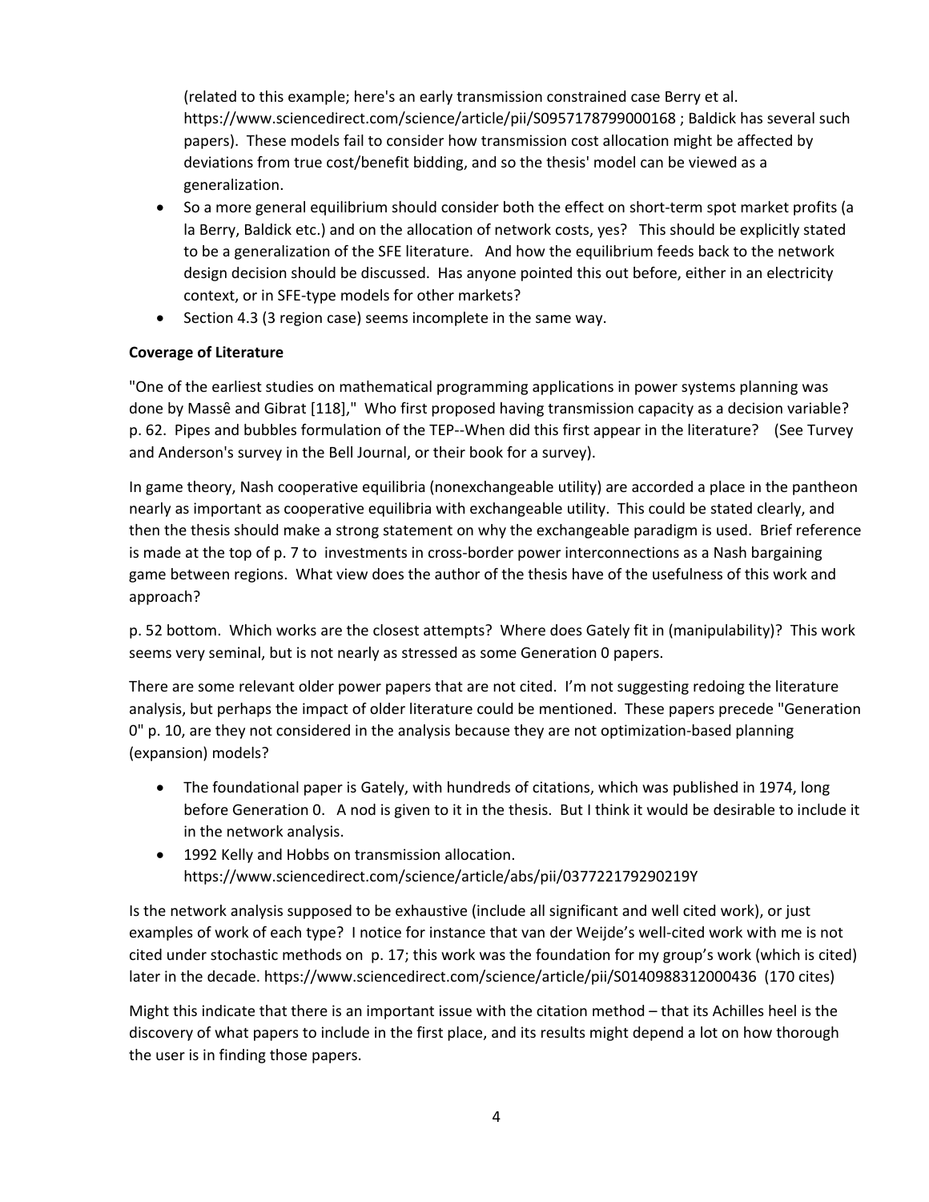(related to this example; here's an early transmission constrained case Berry et al. https://www.sciencedirect.com/science/article/pii/S0957178799000168 ; Baldick has several such papers). These models fail to consider how transmission cost allocation might be affected by deviations from true cost/benefit bidding, and so the thesis' model can be viewed as a generalization.

- So a more general equilibrium should consider both the effect on short-term spot market profits (a la Berry, Baldick etc.) and on the allocation of network costs, yes? This should be explicitly stated to be a generalization of the SFE literature. And how the equilibrium feeds back to the network design decision should be discussed. Has anyone pointed this out before, either in an electricity context, or in SFE-type models for other markets?
- Section 4.3 (3 region case) seems incomplete in the same way.

**Coverage of Literature**

"One of the earliest studies on mathematical programming applications in power systems planning was done by Massê and Gibrat [118]," Who first proposed having transmission capacity as a decision variable? p. 62. Pipes and bubbles formulation of the TEP--When did this first appear in the literature? (See Turvey and Anderson's survey in the Bell Journal, or their book for a survey).

In game theory, Nash cooperative equilibria (nonexchangeable utility) are accorded a place in the pantheon nearly as important as cooperative equilibria with exchangeable utility. This could be stated clearly, and then the thesis should make a strong statement on why the exchangeable paradigm is used. Brief reference is made at the top of p. 7 to investments in cross-border power interconnections as a Nash bargaining game between regions. What view does the author of the thesis have of the usefulness of this work and approach?

p. 52 bottom. Which works are the closest attempts? Where does Gately fit in (manipulability)? This work seems very seminal, but is not nearly as stressed as some Generation 0 papers.

There are some relevant older power papers that are not cited. I'm not suggesting redoing the literature analysis, but perhaps the impact of older literature could be mentioned. These papers precede "Generation 0" p. 10, are they not considered in the analysis because they are not optimization-based planning (expansion) models?

- The foundational paper is Gately, with hundreds of citations, which was published in 1974, long before Generation 0. A nod is given to it in the thesis. But I think it would be desirable to include it in the network analysis.
- 1992 Kelly and Hobbs on transmission allocation. https://www.sciencedirect.com/science/article/abs/pii/037722179290219Y

Is the network analysis supposed to be exhaustive (include all significant and well cited work), or just examples of work of each type? I notice for instance that van der Weijde's well-cited work with me is not cited under stochastic methods on p. 17; this work was the foundation for my group's work (which is cited) later in the decade. https://www.sciencedirect.com/science/article/pii/S0140988312000436 (170 cites)

Might this indicate that there is an important issue with the citation method – that its Achilles heel is the discovery of what papers to include in the first place, and its results might depend a lot on how thorough the user is in finding those papers.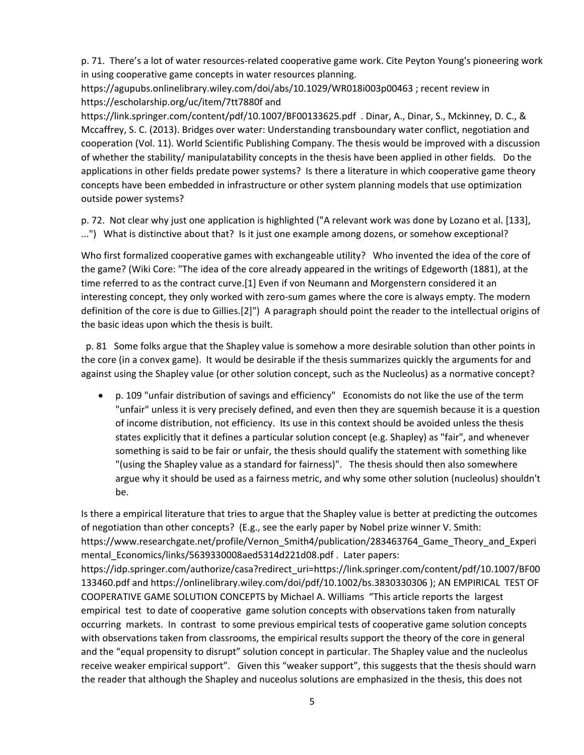p. 71. There's a lot of water resources-related cooperative game work. Cite Peyton Young's pioneering work in using cooperative game concepts in water resources planning. https://agupubs.onlinelibrary.wiley.com/doi/abs/10.1029/WR018i003p00463 ; recent review in https://escholarship.org/uc/item/7tt7880f and https://link.springer.com/content/pdf/10.1007/BF00133625.pdf . Dinar, A., Dinar, S., Mckinney, D. C., & Mccaffrey, S. C. (2013). Bridges over water: Understanding transboundary water conflict, negotiation and cooperation (Vol. 11). World Scientific Publishing Company. The thesis would be improved with a discussion of whether the stability/ manipulatability concepts in the thesis have been applied in other fields. Do the applications in other fields predate power systems? Is there a literature in which cooperative game theory concepts have been embedded in infrastructure or other system planning models that use optimization outside power systems?

p. 72. Not clear why just one application is highlighted ("A relevant work was done by Lozano et al. [133], ...") What is distinctive about that? Is it just one example among dozens, or somehow exceptional?

Who first formalized cooperative games with exchangeable utility? Who invented the idea of the core of the game? (Wiki Core: "The idea of the core already appeared in the writings of Edgeworth (1881), at the time referred to as the contract curve.[1] Even if von Neumann and Morgenstern considered it an interesting concept, they only worked with zero-sum games where the core is always empty. The modern definition of the core is due to Gillies.[2]") A paragraph should point the reader to the intellectual origins of the basic ideas upon which the thesis is built.

p. 81 Some folks argue that the Shapley value is somehow a more desirable solution than other points in the core (in a convex game). It would be desirable if the thesis summarizes quickly the arguments for and against using the Shapley value (or other solution concept, such as the Nucleolus) as a normative concept?

- p. 109 "unfair distribution of savings and efficiency" Economists do not like the use of the term "unfair" unless it is very precisely defined, and even then they are squemish because it is a question of income distribution, not efficiency. Its use in this context should be avoided unless the thesis states explicitly that it defines a particular solution concept (e.g. Shapley) as "fair", and whenever something is said to be fair or unfair, the thesis should qualify the statement with something like "(using the Shapley value as a standard for fairness)". The thesis should then also somewhere argue why it should be used as a fairness metric, and why some other solution (nucleolus) shouldn't be.

Is there a empirical literature that tries to argue that the Shapley value is better at predicting the outcomes of negotiation than other concepts? (E.g., see the early paper by Nobel prize winner V. Smith: https://www.researchgate.net/profile/Vernon_Smith4/publication/283463764_Game_Theory_and_Experimental_Economics/links/5639330008aed5314d221d08.pdf . Later papers: https://idp.springer.com/authorize/casa?redirect_uri=https://link.springer.com/content/pdf/10.1007/BF00133460.pdf and https://onlinelibrary.wiley.com/doi/pdf/10.1002/bs.3830330306 ); AN EMPIRICAL TEST OF COOPERATIVE GAME SOLUTION CONCEPTS by Michael A. Williams "This article reports the largest empirical test to date of cooperative game solution concepts with observations taken from naturally occurring markets. In contrast to some previous empirical tests of cooperative game solution concepts with observations taken from classrooms, the empirical results support the theory of the core in general and the "equal propensity to disrupt" solution concept in particular. The Shapley value and the nucleolus receive weaker empirical support". Given this "weaker support", this suggests that the thesis should warn the reader that although the Shapley and nuceolus solutions are emphasized in the thesis, this does not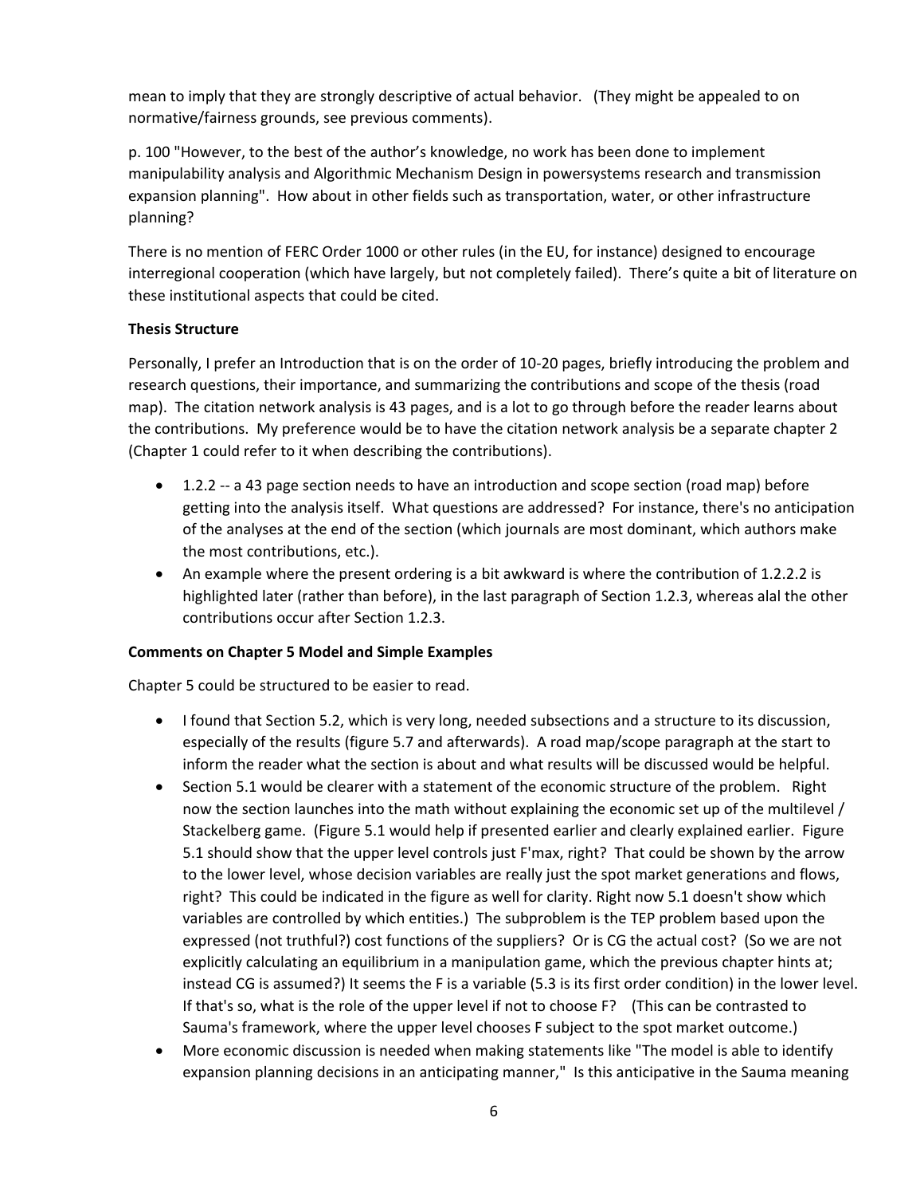mean to imply that they are strongly descriptive of actual behavior. (They might be appealed to on normative/fairness grounds, see previous comments).

p. 100 "However, to the best of the author's knowledge, no work has been done to implement manipulability analysis and Algorithmic Mechanism Design in powersystems research and transmission expansion planning". How about in other fields such as transportation, water, or other infrastructure planning?

There is no mention of FERC Order 1000 or other rules (in the EU, for instance) designed to encourage interregional cooperation (which have largely, but not completely failed). There's quite a bit of literature on these institutional aspects that could be cited.

**Thesis Structure**

Personally, I prefer an Introduction that is on the order of 10-20 pages, briefly introducing the problem and research questions, their importance, and summarizing the contributions and scope of the thesis (road map). The citation network analysis is 43 pages, and is a lot to go through before the reader learns about the contributions. My preference would be to have the citation network analysis be a separate chapter 2 (Chapter 1 could refer to it when describing the contributions).

- 1.2.2 -- a 43 page section needs to have an introduction and scope section (road map) before getting into the analysis itself. What questions are addressed? For instance, there's no anticipation of the analyses at the end of the section (which journals are most dominant, which authors make the most contributions, etc.).
- An example where the present ordering is a bit awkward is where the contribution of 1.2.2.2 is highlighted later (rather than before), in the last paragraph of Section 1.2.3, whereas alal the other contributions occur after Section 1.2.3.

**Comments on Chapter 5 Model and Simple Examples**

Chapter 5 could be structured to be easier to read.

- I found that Section 5.2, which is very long, needed subsections and a structure to its discussion, especially of the results (figure 5.7 and afterwards). A road map/scope paragraph at the start to inform the reader what the section is about and what results will be discussed would be helpful.
- Section 5.1 would be clearer with a statement of the economic structure of the problem. Right now the section launches into the math without explaining the economic set up of the multilevel / Stackelberg game. (Figure 5.1 would help if presented earlier and clearly explained earlier. Figure 5.1 should show that the upper level controls just F'max, right? That could be shown by the arrow to the lower level, whose decision variables are really just the spot market generations and flows, right? This could be indicated in the figure as well for clarity. Right now 5.1 doesn't show which variables are controlled by which entities.) The subproblem is the TEP problem based upon the expressed (not truthful?) cost functions of the suppliers? Or is CG the actual cost? (So we are not explicitly calculating an equilibrium in a manipulation game, which the previous chapter hints at; instead CG is assumed?) It seems the F is a variable (5.3 is its first order condition) in the lower level. If that's so, what is the role of the upper level if not to choose F? (This can be contrasted to Sauma's framework, where the upper level chooses F subject to the spot market outcome.)
- More economic discussion is needed when making statements like "The model is able to identify expansion planning decisions in an anticipating manner," Is this anticipative in the Sauma meaning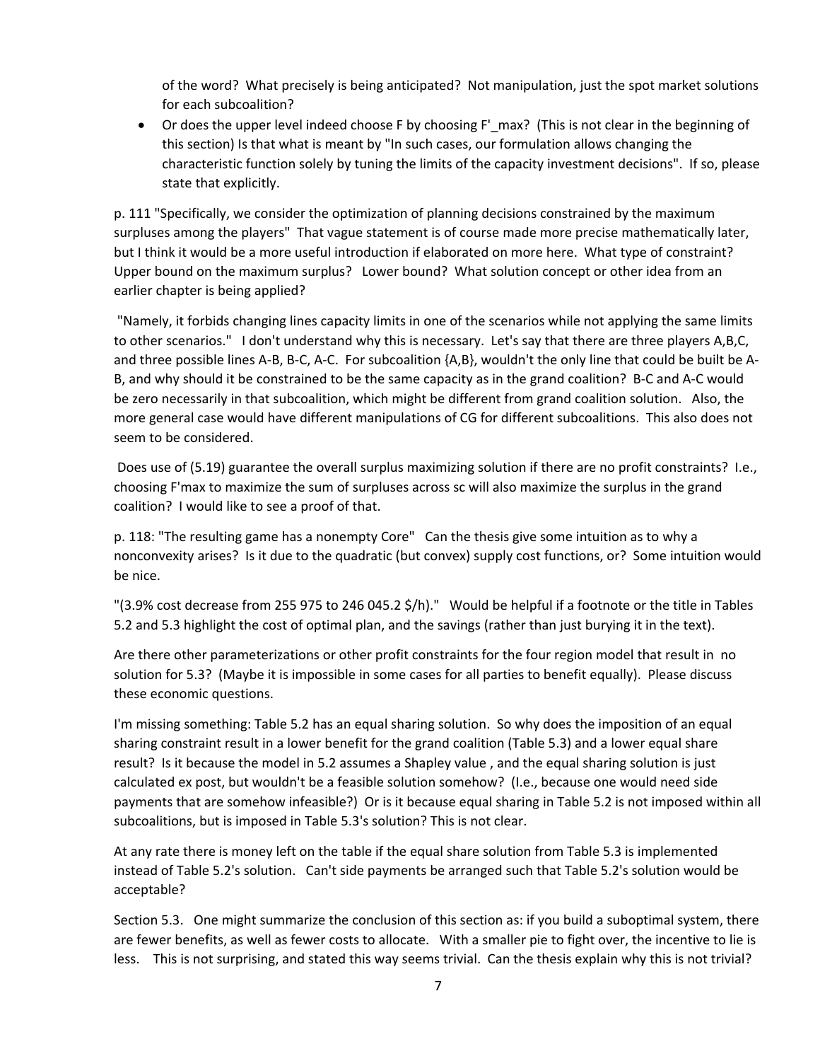of the word? What precisely is being anticipated? Not manipulation, just the spot market solutions for each subcoalition?

- Or does the upper level indeed choose F by choosing F'_max? (This is not clear in the beginning of this section) Is that what is meant by "In such cases, our formulation allows changing the characteristic function solely by tuning the limits of the capacity investment decisions". If so, please state that explicitly.

p. 111 "Specifically, we consider the optimization of planning decisions constrained by the maximum surpluses among the players" That vague statement is of course made more precise mathematically later, but I think it would be a more useful introduction if elaborated on more here. What type of constraint? Upper bound on the maximum surplus? Lower bound? What solution concept or other idea from an earlier chapter is being applied?

"Namely, it forbids changing lines capacity limits in one of the scenarios while not applying the same limits to other scenarios." I don't understand why this is necessary. Let's say that there are three players A,B,C, and three possible lines A-B, B-C, A-C. For subcoalition {A,B}, wouldn't the only line that could be built be A-B, and why should it be constrained to be the same capacity as in the grand coalition? B-C and A-C would be zero necessarily in that subcoalition, which might be different from grand coalition solution. Also, the more general case would have different manipulations of CG for different subcoalitions. This also does not seem to be considered.

Does use of (5.19) guarantee the overall surplus maximizing solution if there are no profit constraints? I.e., choosing F'max to maximize the sum of surpluses across sc will also maximize the surplus in the grand coalition? I would like to see a proof of that.

p. 118: "The resulting game has a nonempty Core" Can the thesis give some intuition as to why a nonconvexity arises? Is it due to the quadratic (but convex) supply cost functions, or? Some intuition would be nice.

"(3.9% cost decrease from 255 975 to 246 045.2 $/h)." Would be helpful if a footnote or the title in Tables 5.2 and 5.3 highlight the cost of optimal plan, and the savings (rather than just burying it in the text).

Are there other parameterizations or other profit constraints for the four region model that result in no solution for 5.3? (Maybe it is impossible in some cases for all parties to benefit equally). Please discuss these economic questions.

I'm missing something: Table 5.2 has an equal sharing solution. So why does the imposition of an equal sharing constraint result in a lower benefit for the grand coalition (Table 5.3) and a lower equal share result? Is it because the model in 5.2 assumes a Shapley value , and the equal sharing solution is just calculated ex post, but wouldn't be a feasible solution somehow? (I.e., because one would need side payments that are somehow infeasible?) Or is it because equal sharing in Table 5.2 is not imposed within all subcoalitions, but is imposed in Table 5.3's solution? This is not clear.

At any rate there is money left on the table if the equal share solution from Table 5.3 is implemented instead of Table 5.2's solution. Can't side payments be arranged such that Table 5.2's solution would be acceptable?

Section 5.3. One might summarize the conclusion of this section as: if you build a suboptimal system, there are fewer benefits, as well as fewer costs to allocate. With a smaller pie to fight over, the incentive to lie is less. This is not surprising, and stated this way seems trivial. Can the thesis explain why this is not trivial?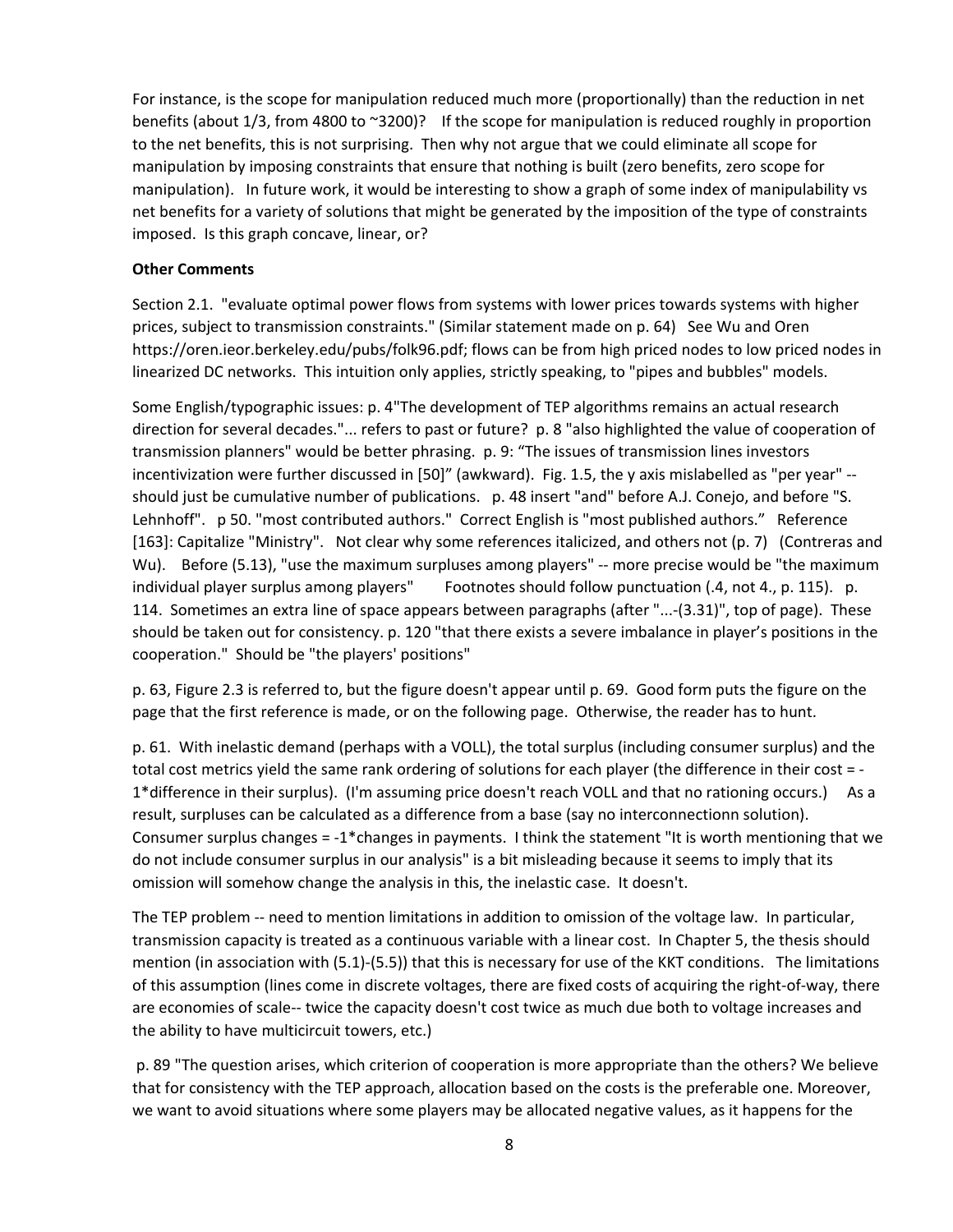For instance, is the scope for manipulation reduced much more (proportionally) than the reduction in net benefits (about 1/3, from 4800 to ~3200)? If the scope for manipulation is reduced roughly in proportion to the net benefits, this is not surprising. Then why not argue that we could eliminate all scope for manipulation by imposing constraints that ensure that nothing is built (zero benefits, zero scope for manipulation). In future work, it would be interesting to show a graph of some index of manipulability vs net benefits for a variety of solutions that might be generated by the imposition of the type of constraints imposed. Is this graph concave, linear, or?

**Other Comments**

Section 2.1. "evaluate optimal power flows from systems with lower prices towards systems with higher prices, subject to transmission constraints." (Similar statement made on p. 64) See Wu and Oren https://oren.ieor.berkeley.edu/pubs/folk96.pdf; flows can be from high priced nodes to low priced nodes in linearized DC networks. This intuition only applies, strictly speaking, to "pipes and bubbles" models.

Some English/typographic issues: p. 4"The development of TEP algorithms remains an actual research direction for several decades."... refers to past or future? p. 8 "also highlighted the value of cooperation of transmission planners" would be better phrasing. p. 9: "The issues of transmission lines investors incentivization were further discussed in [50]" (awkward). Fig. 1.5, the y axis mislabelled as "per year" -- should just be cumulative number of publications. p. 48 insert "and" before A.J. Conejo, and before "S. Lehnhoff". p 50. "most contributed authors." Correct English is "most published authors." Reference [163]: Capitalize "Ministry". Not clear why some references italicized, and others not (p. 7) (Contreras and Wu). Before (5.13), "use the maximum surpluses among players" -- more precise would be "the maximum individual player surplus among players" Footnotes should follow punctuation (.4, not 4., p. 115). p. 114. Sometimes an extra line of space appears between paragraphs (after "...-(3.31)", top of page). These should be taken out for consistency. p. 120 "that there exists a severe imbalance in player's positions in the cooperation." Should be "the players' positions"

p. 63, Figure 2.3 is referred to, but the figure doesn't appear until p. 69. Good form puts the figure on the page that the first reference is made, or on the following page. Otherwise, the reader has to hunt.

p. 61. With inelastic demand (perhaps with a VOLL), the total surplus (including consumer surplus) and the total cost metrics yield the same rank ordering of solutions for each player (the difference in their cost = -1*difference in their surplus). (I'm assuming price doesn't reach VOLL and that no rationing occurs.) As a result, surpluses can be calculated as a difference from a base (say no interconnectionn solution). Consumer surplus changes = -1*changes in payments. I think the statement "It is worth mentioning that we do not include consumer surplus in our analysis" is a bit misleading because it seems to imply that its omission will somehow change the analysis in this, the inelastic case. It doesn't.

The TEP problem -- need to mention limitations in addition to omission of the voltage law. In particular, transmission capacity is treated as a continuous variable with a linear cost. In Chapter 5, the thesis should mention (in association with (5.1)-(5.5)) that this is necessary for use of the KKT conditions. The limitations of this assumption (lines come in discrete voltages, there are fixed costs of acquiring the right-of-way, there are economies of scale-- twice the capacity doesn't cost twice as much due both to voltage increases and the ability to have multicircuit towers, etc.)

p. 89 "The question arises, which criterion of cooperation is more appropriate than the others? We believe that for consistency with the TEP approach, allocation based on the costs is the preferable one. Moreover, we want to avoid situations where some players may be allocated negative values, as it happens for the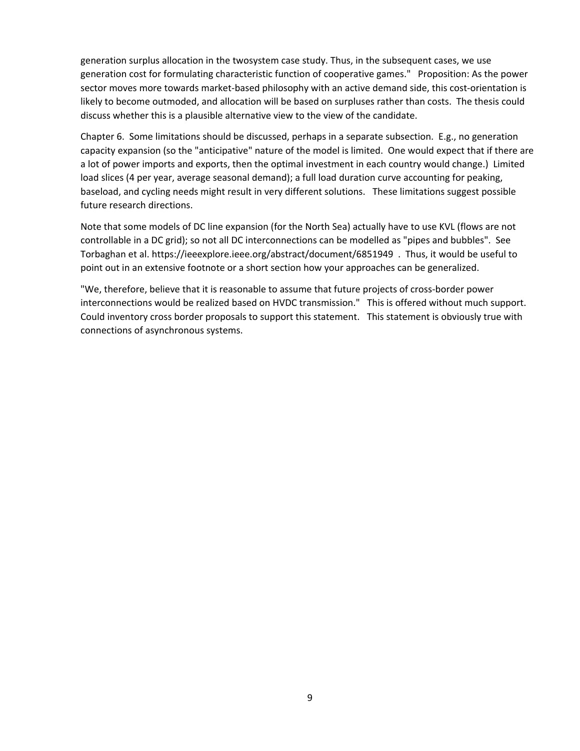generation surplus allocation in the twosystem case study. Thus, in the subsequent cases, we use generation cost for formulating characteristic function of cooperative games."   Proposition: As the power sector moves more towards market-based philosophy with an active demand side, this cost-orientation is likely to become outmoded, and allocation will be based on surpluses rather than costs.  The thesis could discuss whether this is a plausible alternative view to the view of the candidate.

Chapter 6.  Some limitations should be discussed, perhaps in a separate subsection.  E.g., no generation capacity expansion (so the "anticipative" nature of the model is limited.  One would expect that if there are a lot of power imports and exports, then the optimal investment in each country would change.)  Limited load slices (4 per year, average seasonal demand); a full load duration curve accounting for peaking, baseload, and cycling needs might result in very different solutions.   These limitations suggest possible future research directions.

Note that some models of DC line expansion (for the North Sea) actually have to use KVL (flows are not controllable in a DC grid); so not all DC interconnections can be modelled as "pipes and bubbles".  See Torbaghan et al. https://ieeexplore.ieee.org/abstract/document/6851949  .  Thus, it would be useful to point out in an extensive footnote or a short section how your approaches can be generalized.

"We, therefore, believe that it is reasonable to assume that future projects of cross-border power interconnections would be realized based on HVDC transmission."   This is offered without much support.  Could inventory cross border proposals to support this statement.   This statement is obviously true with connections of asynchronous systems.